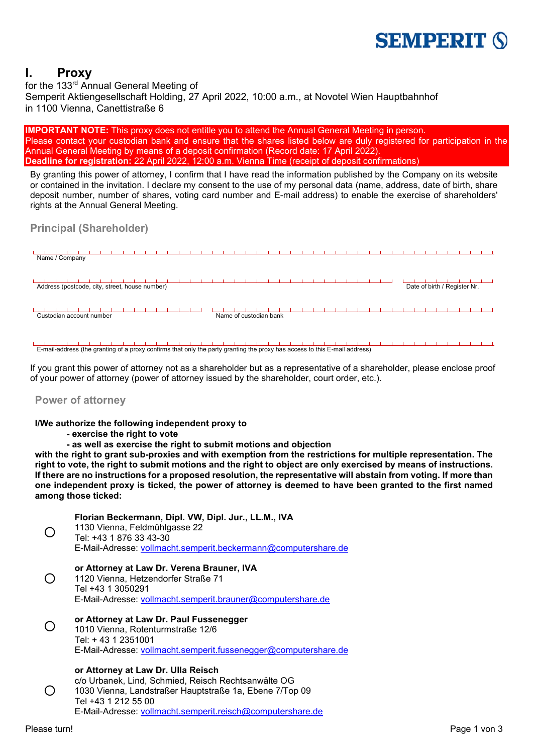# I. Proxy

for the 133rd Annual General Meeting of
Semperit Aktiengesellschaft Holding, 27 April 2022, 10:00 a.m., at Novotel Wien Hauptbahnhof
in 1100 Vienna, Canettistraße 6

**IMPORTANT NOTE:** This proxy does not entitle you to attend the Annual General Meeting in person.
Please contact your custodian bank and ensure that the shares listed below are duly registered for participation in the Annual General Meeting by means of a deposit confirmation (Record date: 17 April 2022).
**Deadline for registration:** 22 April 2022, 12:00 a.m. Vienna Time (receipt of deposit confirmations)

By granting this power of attorney, I confirm that I have read the information published by the Company on its website or contained in the invitation. I declare my consent to the use of my personal data (name, address, date of birth, share deposit number, number of shares, voting card number and E-mail address) to enable the exercise of shareholders' rights at the Annual General Meeting.

## Principal (Shareholder)

Name / Company

Address (postcode, city, street, house number) | Date of birth / Register Nr.

Custodian account number | Name of custodian bank

E-mail-address (the granting of a proxy confirms that only the party granting the proxy has access to this E-mail address)

If you grant this power of attorney not as a shareholder but as a representative of a shareholder, please enclose proof of your power of attorney (power of attorney issued by the shareholder, court order, etc.).

## Power of attorney

**I/We authorize the following independent proxy to**
- **exercise the right to vote**
- **as well as exercise the right to submit motions and objection**

**with the right to grant sub-proxies and with exemption from the restrictions for multiple representation. The right to vote, the right to submit motions and the right to object are only exercised by means of instructions. If there are no instructions for a proposed resolution, the representative will abstain from voting. If more than one independent proxy is ticked, the power of attorney is deemed to have been granted to the first named among those ticked:**

○ **Florian Beckermann, Dipl. VW, Dipl. Jur., LL.M., IVA**
1130 Vienna, Feldmühlgasse 22
Tel: +43 1 876 33 43-30
E-Mail-Adresse: vollmacht.semperit.beckermann@computershare.de

○ **or Attorney at Law Dr. Verena Brauner, IVA**
1120 Vienna, Hetzendorfer Straße 71
Tel +43 1 3050291
E-Mail-Adresse: vollmacht.semperit.brauner@computershare.de

○ **or Attorney at Law Dr. Paul Fussenegger**
1010 Vienna, Rotenturmstraße 12/6
Tel: + 43 1 2351001
E-Mail-Adresse: vollmacht.semperit.fussenegger@computershare.de

○ **or Attorney at Law Dr. Ulla Reisch**
c/o Urbanek, Lind, Schmied, Reisch Rechtsanwälte OG
1030 Vienna, Landstraßer Hauptstraße 1a, Ebene 7/Top 09
Tel +43 1 212 55 00
E-Mail-Adresse: vollmacht.semperit.reisch@computershare.de

Please turn!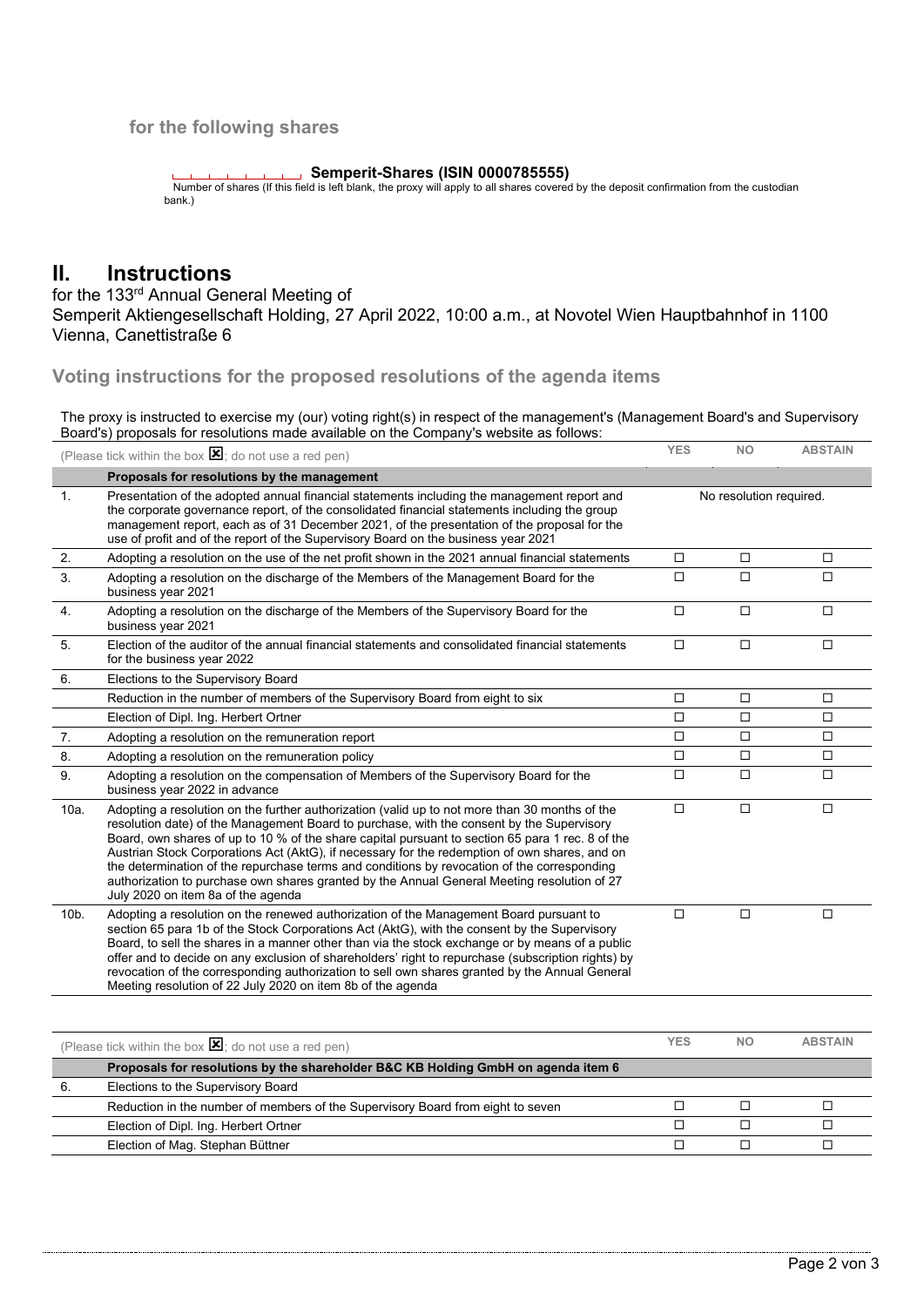**for the following shares**

**Semperit-Shares (ISIN 0000785555)**

Number of shares (If this field is left blank, the proxy will apply to all shares covered by the deposit confirmation from the custodian bank.)

# II. Instructions

for the 133rd Annual General Meeting of
Semperit Aktiengesellschaft Holding, 27 April 2022, 10:00 a.m., at Novotel Wien Hauptbahnhof in 1100 Vienna, Canettistraße 6

## Voting instructions for the proposed resolutions of the agenda items

The proxy is instructed to exercise my (our) voting right(s) in respect of the management's (Management Board's and Supervisory Board's) proposals for resolutions made available on the Company's website as follows:

| (Please tick within the box ☒; do not use a red pen) | | YES | NO | ABSTAIN |
|---|---|---|---|---|
| | **Proposals for resolutions by the management** | | | |
| 1. | Presentation of the adopted annual financial statements including the management report and the corporate governance report, of the consolidated financial statements including the group management report, each as of 31 December 2021, of the presentation of the proposal for the use of profit and of the report of the Supervisory Board on the business year 2021 | No resolution required. | | |
| 2. | Adopting a resolution on the use of the net profit shown in the 2021 annual financial statements | ☐ | ☐ | ☐ |
| 3. | Adopting a resolution on the discharge of the Members of the Management Board for the business year 2021 | ☐ | ☐ | ☐ |
| 4. | Adopting a resolution on the discharge of the Members of the Supervisory Board for the business year 2021 | ☐ | ☐ | ☐ |
| 5. | Election of the auditor of the annual financial statements and consolidated financial statements for the business year 2022 | ☐ | ☐ | ☐ |
| 6. | Elections to the Supervisory Board | | | |
| | Reduction in the number of members of the Supervisory Board from eight to six | ☐ | ☐ | ☐ |
| | Election of Dipl. Ing. Herbert Ortner | ☐ | ☐ | ☐ |
| 7. | Adopting a resolution on the remuneration report | ☐ | ☐ | ☐ |
| 8. | Adopting a resolution on the remuneration policy | ☐ | ☐ | ☐ |
| 9. | Adopting a resolution on the compensation of Members of the Supervisory Board for the business year 2022 in advance | ☐ | ☐ | ☐ |
| 10a. | Adopting a resolution on the further authorization (valid up to not more than 30 months of the resolution date) of the Management Board to purchase, with the consent by the Supervisory Board, own shares of up to 10 % of the share capital pursuant to section 65 para 1 rec. 8 of the Austrian Stock Corporations Act (AktG), if necessary for the redemption of own shares, and on the determination of the repurchase terms and conditions by revocation of the corresponding authorization to purchase own shares granted by the Annual General Meeting resolution of 27 July 2020 on item 8a of the agenda | ☐ | ☐ | ☐ |
| 10b. | Adopting a resolution on the renewed authorization of the Management Board pursuant to section 65 para 1b of the Stock Corporations Act (AktG), with the consent by the Supervisory Board, to sell the shares in a manner other than via the stock exchange or by means of a public offer and to decide on any exclusion of shareholders' right to repurchase (subscription rights) by revocation of the corresponding authorization to sell own shares granted by the Annual General Meeting resolution of 22 July 2020 on item 8b of the agenda | ☐ | ☐ | ☐ |

| (Please tick within the box ☒; do not use a red pen) | | YES | NO | ABSTAIN |
|---|---|---|---|---|
| | **Proposals for resolutions by the shareholder B&C KB Holding GmbH on agenda item 6** | | | |
| 6. | Elections to the Supervisory Board | | | |
| | Reduction in the number of members of the Supervisory Board from eight to seven | ☐ | ☐ | ☐ |
| | Election of Dipl. Ing. Herbert Ortner | ☐ | ☐ | ☐ |
| | Election of Mag. Stephan Büttner | ☐ | ☐ | ☐ |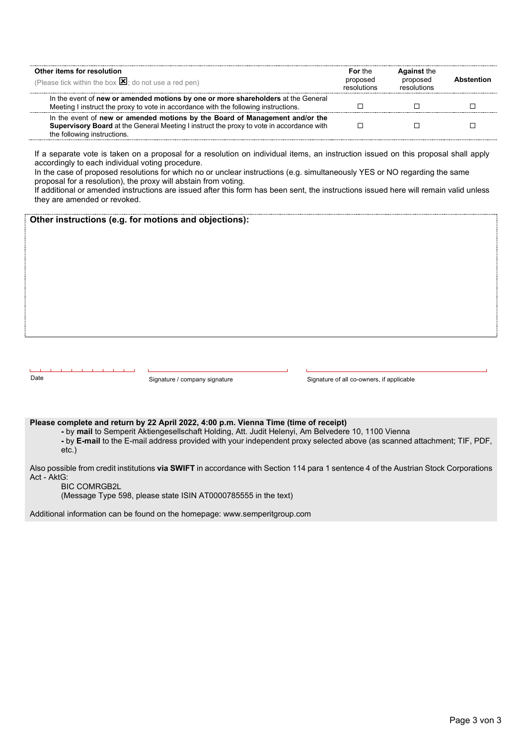| **Other items for resolution**<br>(Please tick within the box ☒; do not use a red pen) | **For** the proposed resolutions | **Against** the proposed resolutions | **Abstention** |
|---|---|---|---|
| In the event of **new or amended motions by one or more shareholders** at the General Meeting I instruct the proxy to vote in accordance with the following instructions. | ☐ | ☐ | ☐ |
| In the event of **new or amended motions by the Board of Management and/or the Supervisory Board** at the General Meeting I instruct the proxy to vote in accordance with the following instructions. | ☐ | ☐ | ☐ |

If a separate vote is taken on a proposal for a resolution on individual items, an instruction issued on this proposal shall apply accordingly to each individual voting procedure.
In the case of proposed resolutions for which no or unclear instructions (e.g. simultaneously YES or NO regarding the same proposal for a resolution), the proxy will abstain from voting.
If additional or amended instructions are issued after this form has been sent, the instructions issued here will remain valid unless they are amended or revoked.

**Other instructions (e.g. for motions and objections):**

Date

Signature / company signature

Signature of all co-owners, if applicable

**Please complete and return by 22 April 2022, 4:00 p.m. Vienna Time (time of receipt)**

- by **mail** to Semperit Aktiengesellschaft Holding, Att. Judit Helenyi, Am Belvedere 10, 1100 Vienna
- by **E-mail** to the E-mail address provided with your independent proxy selected above (as scanned attachment; TIF, PDF, etc.)

Also possible from credit institutions **via SWIFT** in accordance with Section 114 para 1 sentence 4 of the Austrian Stock Corporations Act - AktG:

BIC COMRGB2L
(Message Type 598, please state ISIN AT0000785555 in the text)

Additional information can be found on the homepage: www.semperitgroup.com